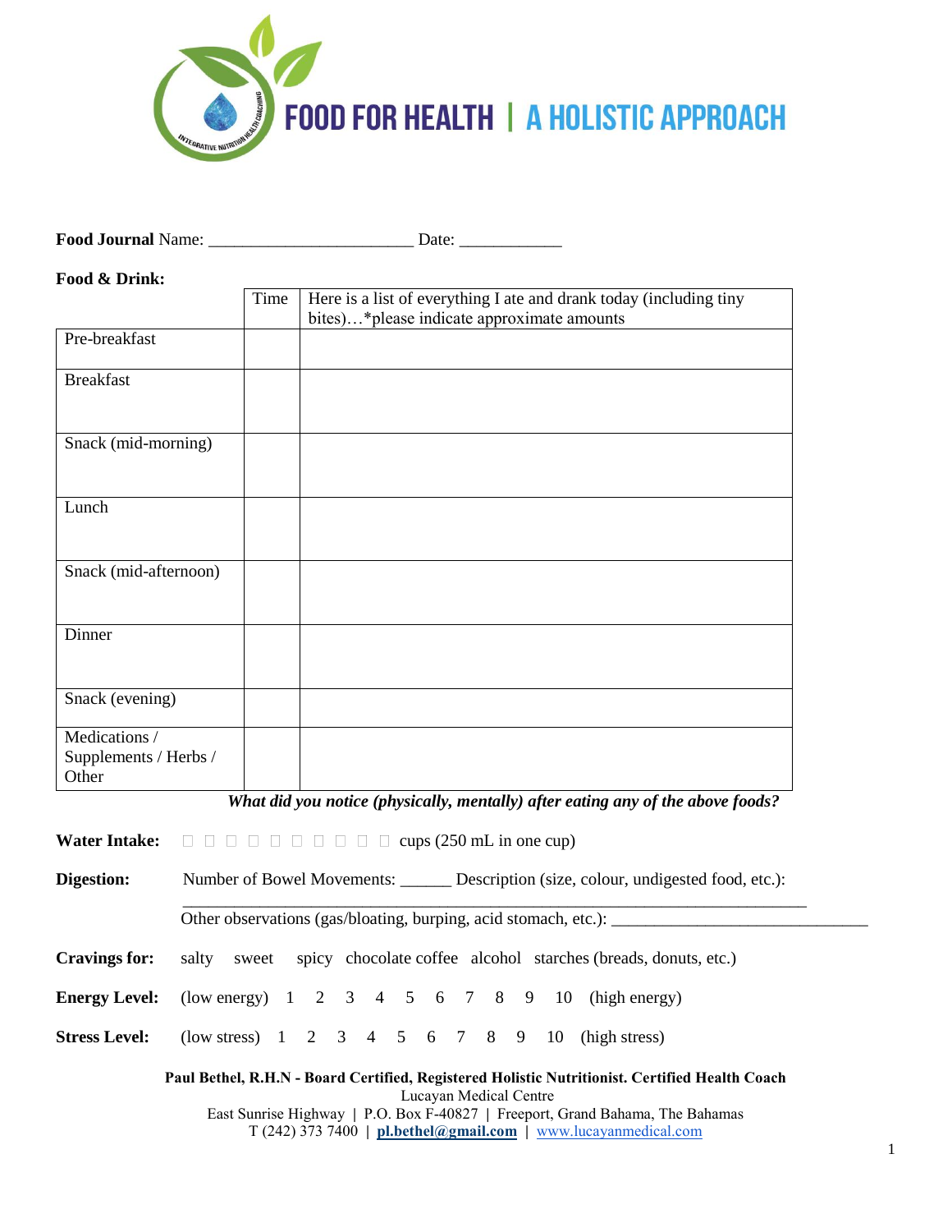# FOOD FOR HEALTH | A HOLISTIC APPROACH

**Food Journal** Name: _______________________ Date: ___________

**Food & Drink:**

| | Time | Here is a list of everything I ate and drank today (including tiny bites)…*please indicate approximate amounts |
|---|---|---|
| Pre-breakfast | | |
| Breakfast | | |
| Snack (mid-morning) | | |
| Lunch | | |
| Snack (mid-afternoon) | | |
| Dinner | | |
| Snack (evening) | | |
| Medications / Supplements / Herbs / Other | | |

***What did you notice (physically, mentally) after eating any of the above foods?***

**Water Intake:** ☐ ☐ ☐ ☐ ☐ ☐ ☐ ☐ ☐ ☐ cups (250 mL in one cup)

**Digestion:** Number of Bowel Movements: ______ Description (size, colour, undigested food, etc.): ____________________________________________________________________________

Other observations (gas/bloating, burping, acid stomach, etc.): _____________________________

**Cravings for:** salty sweet spicy chocolate coffee alcohol starches (breads, donuts, etc.)

**Energy Level:** (low energy) 1 2 3 4 5 6 7 8 9 10 (high energy)

**Stress Level:** (low stress) 1 2 3 4 5 6 7 8 9 10 (high stress)

**Paul Bethel, R.H.N - Board Certified, Registered Holistic Nutritionist. Certified Health Coach**
Lucayan Medical Centre
East Sunrise Highway | P.O. Box F-40827 | Freeport, Grand Bahama, The Bahamas
T (242) 373 7400 | **pl.bethel@gmail.com** | www.lucayanmedical.com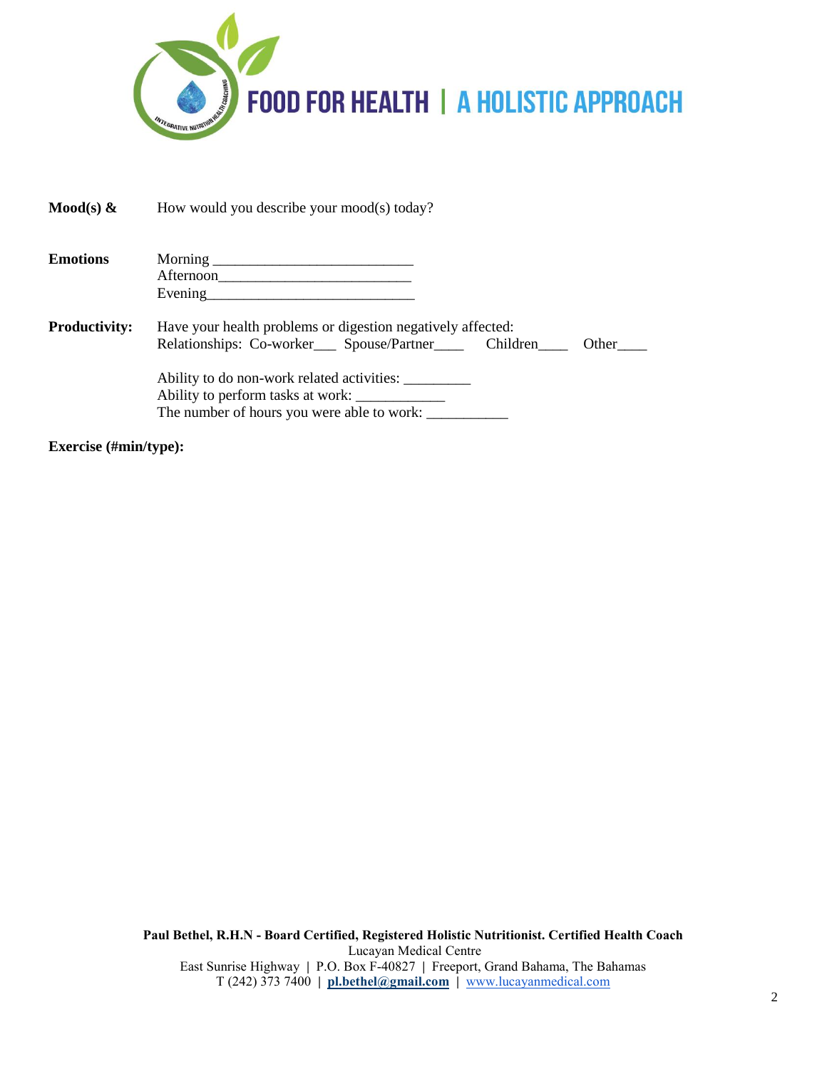FOOD FOR HEALTH | A HOLISTIC APPROACH

**Mood(s) & Emotions**

How would you describe your mood(s) today?

Morning ___________________________
Afternoon__________________________
Evening____________________________

**Productivity:**

Have your health problems or digestion negatively affected:
Relationships: Co-worker___ Spouse/Partner____ Children____ Other____

Ability to do non-work related activities: _________
Ability to perform tasks at work: ____________
The number of hours you were able to work: ___________

**Exercise (#min/type):**

**Paul Bethel, R.H.N - Board Certified, Registered Holistic Nutritionist. Certified Health Coach**
Lucayan Medical Centre
East Sunrise Highway | P.O. Box F-40827 | Freeport, Grand Bahama, The Bahamas
T (242) 373 7400 | **pl.bethel@gmail.com** | www.lucayanmedical.com